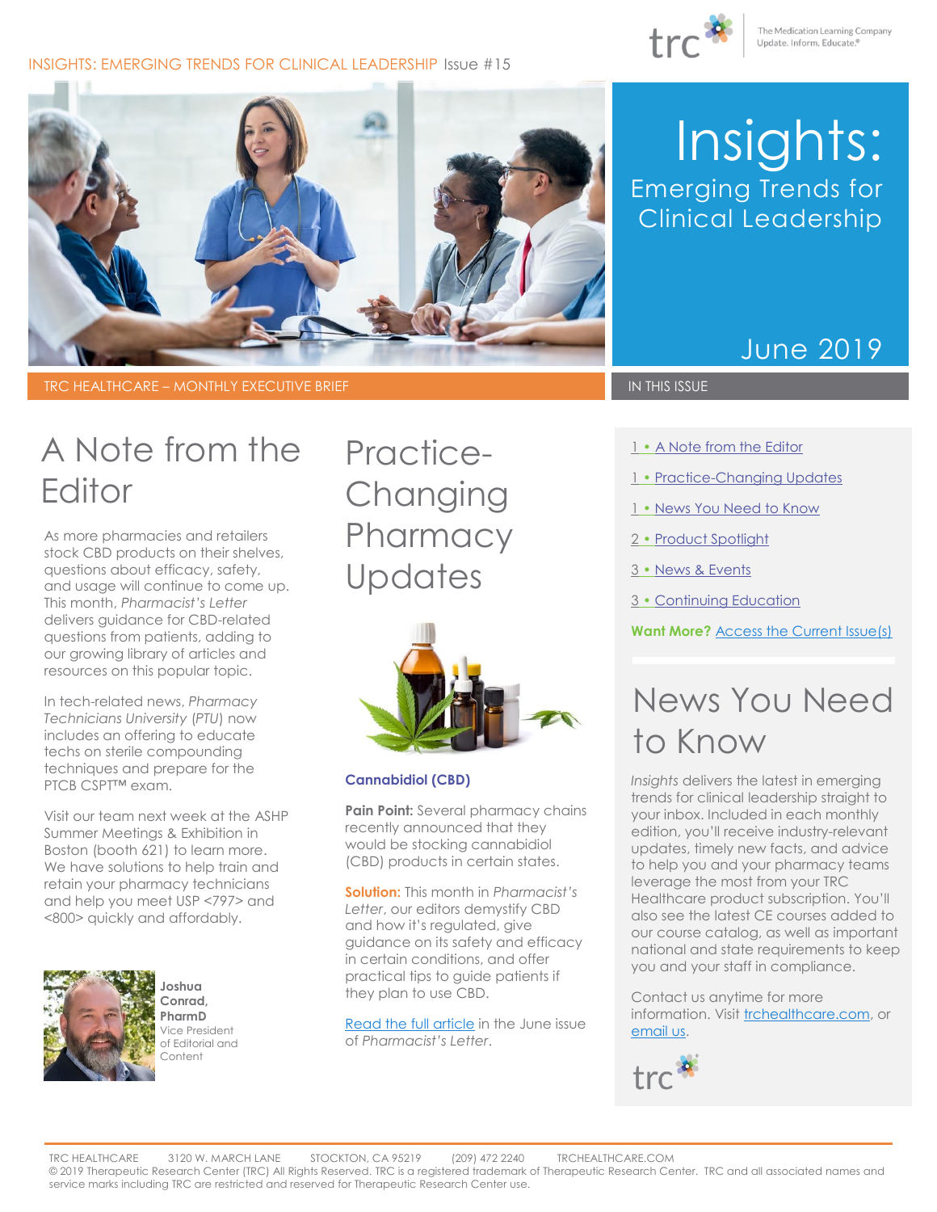INSIGHTS: EMERGING TRENDS FOR CLINICAL LEADERSHIP Issue #15

trc — The Medication Learning Company
Update. Inform. Educate.®

# Insights:
## Emerging Trends for Clinical Leadership

June 2019

TRC HEALTHCARE – MONTHLY EXECUTIVE BRIEF

## A Note from the Editor

As more pharmacies and retailers stock CBD products on their shelves, questions about efficacy, safety, and usage will continue to come up. This month, *Pharmacist's Letter* delivers guidance for CBD-related questions from patients, adding to our growing library of articles and resources on this popular topic.

In tech-related news, *Pharmacy Technicians University* (*PTU*) now includes an offering to educate techs on sterile compounding techniques and prepare for the PTCB CSPT™ exam.

Visit our team next week at the ASHP Summer Meetings & Exhibition in Boston (booth 621) to learn more. We have solutions to help train and retain your pharmacy technicians and help you meet USP <797> and <800> quickly and affordably.

**Joshua Conrad, PharmD**
Vice President of Editorial and Content

## Practice-Changing Pharmacy Updates

**Cannabidiol (CBD)**

**Pain Point:** Several pharmacy chains recently announced that they would be stocking cannabidiol (CBD) products in certain states.

**Solution:** This month in *Pharmacist's Letter*, our editors demystify CBD and how it's regulated, give guidance on its safety and efficacy in certain conditions, and offer practical tips to guide patients if they plan to use CBD.

Read the full article in the June issue of *Pharmacist's Letter*.

IN THIS ISSUE

1 • A Note from the Editor
1 • Practice-Changing Updates
1 • News You Need to Know
2 • Product Spotlight
3 • News & Events
3 • Continuing Education

**Want More?** Access the Current Issue(s)

## News You Need to Know

*Insights* delivers the latest in emerging trends for clinical leadership straight to your inbox. Included in each monthly edition, you'll receive industry-relevant updates, timely new facts, and advice to help you and your pharmacy teams leverage the most from your TRC Healthcare product subscription. You'll also see the latest CE courses added to our course catalog, as well as important national and state requirements to keep you and your staff in compliance.

Contact us anytime for more information. Visit trchealthcare.com, or email us.

TRC HEALTHCARE 3120 W. MARCH LANE STOCKTON, CA 95219 (209) 472 2240 TRCHEALTHCARE.COM
© 2019 Therapeutic Research Center (TRC) All Rights Reserved. TRC is a registered trademark of Therapeutic Research Center. TRC and all associated names and service marks including TRC are restricted and reserved for Therapeutic Research Center use.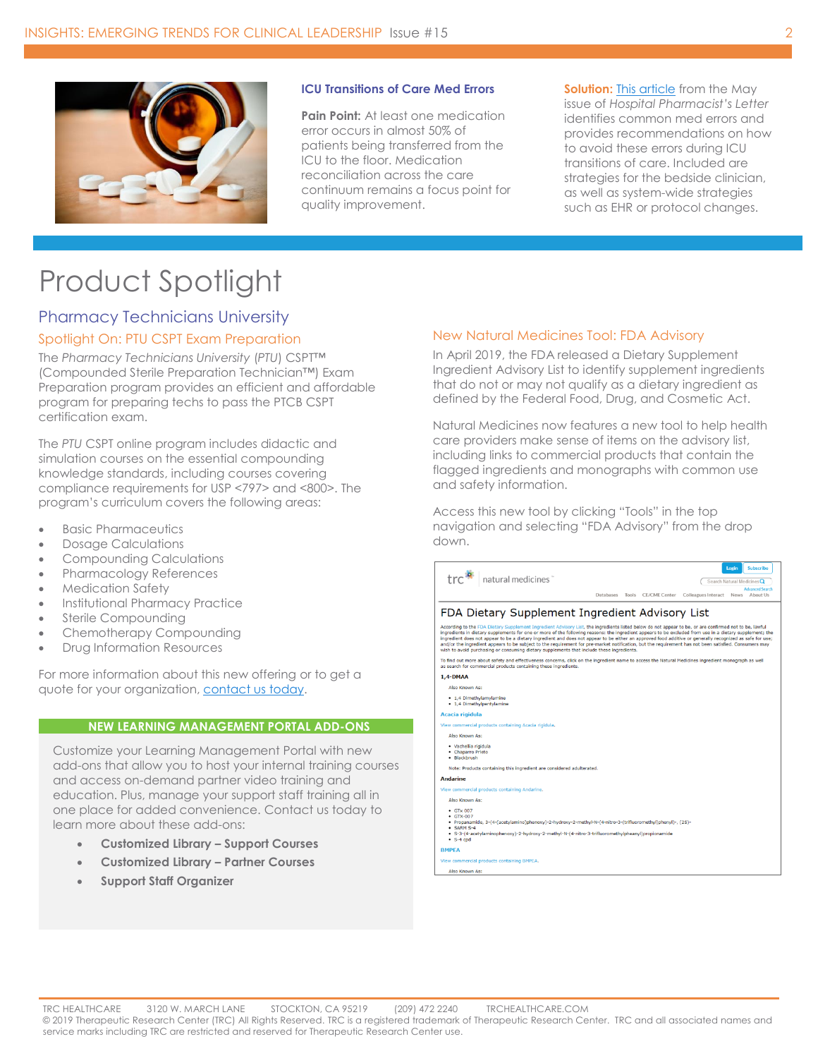### ICU Transitions of Care Med Errors

**Pain Point:** At least one medication error occurs in almost 50% of patients being transferred from the ICU to the floor. Medication reconciliation across the care continuum remains a focus point for quality improvement.

**Solution:** This article from the May issue of *Hospital Pharmacist's Letter* identifies common med errors and provides recommendations on how to avoid these errors during ICU transitions of care. Included are strategies for the bedside clinician, as well as system-wide strategies such as EHR or protocol changes.

# Product Spotlight

## Pharmacy Technicians University

### Spotlight On: PTU CSPT Exam Preparation

The *Pharmacy Technicians University* (*PTU*) CSPT™ (Compounded Sterile Preparation Technician™) Exam Preparation program provides an efficient and affordable program for preparing techs to pass the PTCB CSPT certification exam.

The *PTU* CSPT online program includes didactic and simulation courses on the essential compounding knowledge standards, including courses covering compliance requirements for USP <797> and <800>. The program's curriculum covers the following areas:

- Basic Pharmaceutics
- Dosage Calculations
- Compounding Calculations
- Pharmacology References
- Medication Safety
- Institutional Pharmacy Practice
- Sterile Compounding
- Chemotherapy Compounding
- Drug Information Resources

For more information about this new offering or to get a quote for your organization, contact us today.

### NEW LEARNING MANAGEMENT PORTAL ADD-ONS

Customize your Learning Management Portal with new add-ons that allow you to host your internal training courses and access on-demand partner video training and education. Plus, manage your support staff training all in one place for added convenience. Contact us today to learn more about these add-ons:

- **Customized Library – Support Courses**
- **Customized Library – Partner Courses**
- **Support Staff Organizer**

### New Natural Medicines Tool: FDA Advisory

In April 2019, the FDA released a Dietary Supplement Ingredient Advisory List to identify supplement ingredients that do not or may not qualify as a dietary ingredient as defined by the Federal Food, Drug, and Cosmetic Act.

Natural Medicines now features a new tool to help health care providers make sense of items on the advisory list, including links to commercial products that contain the flagged ingredients and monographs with common use and safety information.

Access this new tool by clicking "Tools" in the top navigation and selecting "FDA Advisory" from the drop down.

TRC HEALTHCARE 3120 W. MARCH LANE STOCKTON, CA 95219 (209) 472 2240 TRCHEALTHCARE.COM
© 2019 Therapeutic Research Center (TRC) All Rights Reserved. TRC is a registered trademark of Therapeutic Research Center. TRC and all associated names and service marks including TRC are restricted and reserved for Therapeutic Research Center use.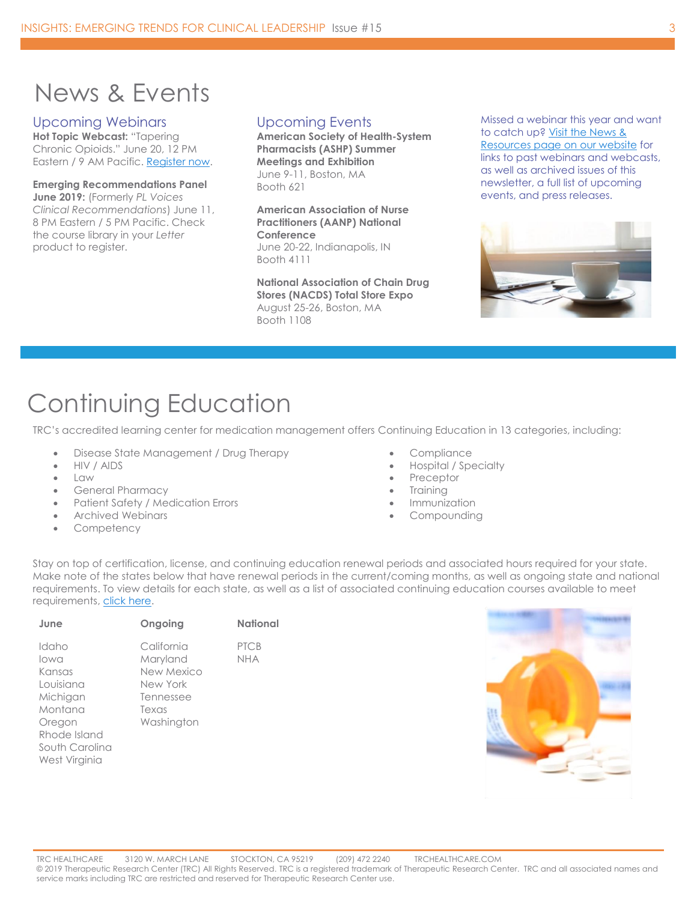# News & Events

## Upcoming Webinars

**Hot Topic Webcast:** "Tapering Chronic Opioids." June 20, 12 PM Eastern / 9 AM Pacific. Register now.

**Emerging Recommendations Panel June 2019:** (Formerly *PL Voices Clinical Recommendations*) June 11, 8 PM Eastern / 5 PM Pacific. Check the course library in your *Letter* product to register.

## Upcoming Events

**American Society of Health-System Pharmacists (ASHP) Summer Meetings and Exhibition**
June 9-11, Boston, MA
Booth 621

**American Association of Nurse Practitioners (AANP) National Conference**
June 20-22, Indianapolis, IN
Booth 4111

**National Association of Chain Drug Stores (NACDS) Total Store Expo**
August 25-26, Boston, MA
Booth 1108

Missed a webinar this year and want to catch up? Visit the News & Resources page on our website for links to past webinars and webcasts, as well as archived issues of this newsletter, a full list of upcoming events, and press releases.

# Continuing Education

TRC's accredited learning center for medication management offers Continuing Education in 13 categories, including:

- Disease State Management / Drug Therapy
- HIV / AIDS
- Law
- General Pharmacy
- Patient Safety / Medication Errors
- Archived Webinars
- Competency
- Compliance
- Hospital / Specialty
- Preceptor
- Training
- Immunization
- Compounding

Stay on top of certification, license, and continuing education renewal periods and associated hours required for your state. Make note of the states below that have renewal periods in the current/coming months, as well as ongoing state and national requirements. To view details for each state, as well as a list of associated continuing education courses available to meet requirements, click here.

| June | Ongoing | National |
|---|---|---|
| Idaho | California | PTCB |
| Iowa | Maryland | NHA |
| Kansas | New Mexico | |
| Louisiana | New York | |
| Michigan | Tennessee | |
| Montana | Texas | |
| Oregon | Washington | |
| Rhode Island | | |
| South Carolina | | |
| West Virginia | | |

TRC HEALTHCARE 3120 W. MARCH LANE STOCKTON, CA 95219 (209) 472 2240 TRCHEALTHCARE.COM
© 2019 Therapeutic Research Center (TRC) All Rights Reserved. TRC is a registered trademark of Therapeutic Research Center. TRC and all associated names and service marks including TRC are restricted and reserved for Therapeutic Research Center use.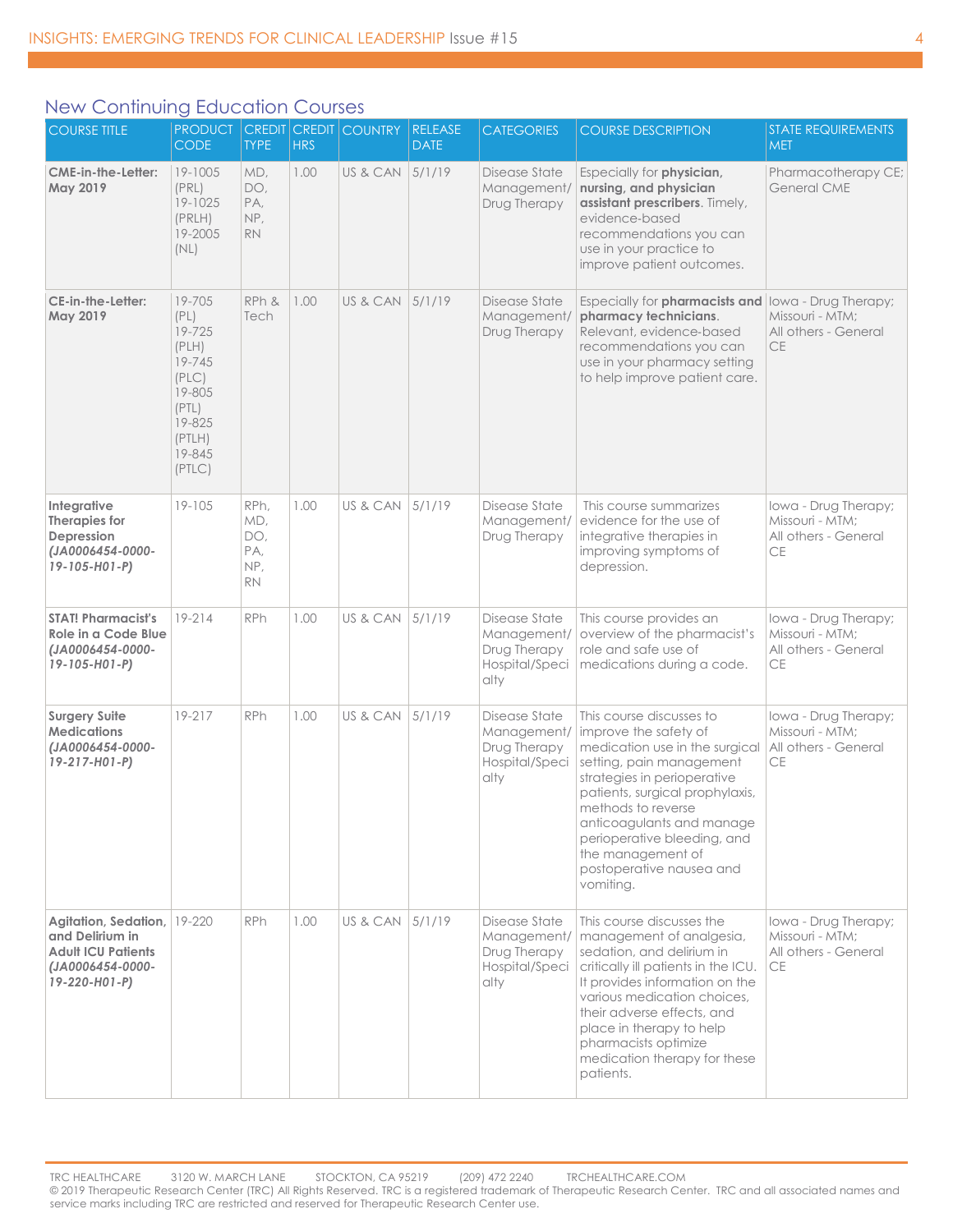## New Continuing Education Courses

| COURSE TITLE | PRODUCT CODE | CREDIT TYPE | CREDIT HRS | COUNTRY | RELEASE DATE | CATEGORIES | COURSE DESCRIPTION | STATE REQUIREMENTS MET |
|---|---|---|---|---|---|---|---|---|
| **CME-in-the-Letter: May 2019** | 19-1005 (PRL) 19-1025 (PRLH) 19-2005 (NL) | MD, DO, PA, NP, RN | 1.00 | US & CAN | 5/1/19 | Disease State Management/ Drug Therapy | Especially for **physician, nursing, and physician assistant prescribers**. Timely, evidence-based recommendations you can use in your practice to improve patient outcomes. | Pharmacotherapy CE; General CME |
| **CE-in-the-Letter: May 2019** | 19-705 (PL) 19-725 (PLH) 19-745 (PLC) 19-805 (PTL) 19-825 (PTLH) 19-845 (PTLC) | RPh & Tech | 1.00 | US & CAN | 5/1/19 | Disease State Management/ Drug Therapy | Especially for **pharmacists and pharmacy technicians**. Relevant, evidence-based recommendations you can use in your pharmacy setting to help improve patient care. | Iowa - Drug Therapy; Missouri - MTM; All others - General CE |
| **Integrative Therapies for Depression *(JA0006454-0000-19-105-H01-P)*** | 19-105 | RPh, MD, DO, PA, NP, RN | 1.00 | US & CAN | 5/1/19 | Disease State Management/ Drug Therapy | This course summarizes evidence for the use of integrative therapies in improving symptoms of depression. | Iowa - Drug Therapy; Missouri - MTM; All others - General CE |
| **STAT! Pharmacist's Role in a Code Blue *(JA0006454-0000-19-105-H01-P)*** | 19-214 | RPh | 1.00 | US & CAN | 5/1/19 | Disease State Management/ Drug Therapy Hospital/Specialty | This course provides an overview of the pharmacist's role and safe use of medications during a code. | Iowa - Drug Therapy; Missouri - MTM; All others - General CE |
| **Surgery Suite Medications *(JA0006454-0000-19-217-H01-P)*** | 19-217 | RPh | 1.00 | US & CAN | 5/1/19 | Disease State Management/ Drug Therapy Hospital/Specialty | This course discusses to improve the safety of medication use in the surgical setting, pain management strategies in perioperative patients, surgical prophylaxis, methods to reverse anticoagulants and manage perioperative bleeding, and the management of postoperative nausea and vomiting. | Iowa - Drug Therapy; Missouri - MTM; All others - General CE |
| **Agitation, Sedation, and Delirium in Adult ICU Patients *(JA0006454-0000-19-220-H01-P)*** | 19-220 | RPh | 1.00 | US & CAN | 5/1/19 | Disease State Management/ Drug Therapy Hospital/Specialty | This course discusses the management of analgesia, sedation, and delirium in critically ill patients in the ICU. It provides information on the various medication choices, their adverse effects, and place in therapy to help pharmacists optimize medication therapy for these patients. | Iowa - Drug Therapy; Missouri - MTM; All others - General CE |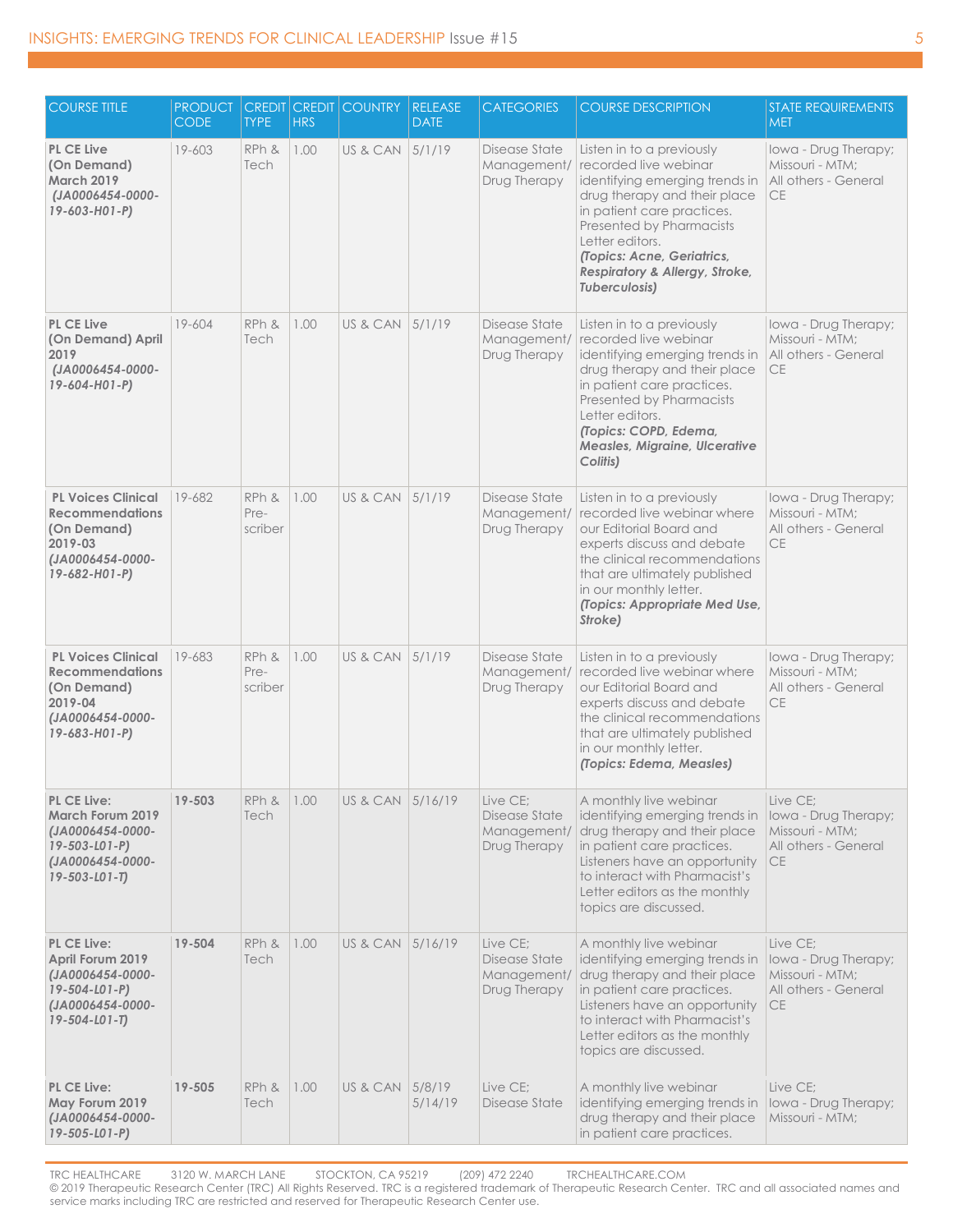| COURSE TITLE | PRODUCT CODE | CREDIT TYPE | CREDIT HRS | COUNTRY | RELEASE DATE | CATEGORIES | COURSE DESCRIPTION | STATE REQUIREMENTS MET |
|---|---|---|---|---|---|---|---|---|
| **PL CE Live (On Demand) March 2019** ***(JA0006454-0000-19-603-H01-P)*** | 19-603 | RPh & Tech | 1.00 | US & CAN | 5/1/19 | Disease State Management/ Drug Therapy | Listen in to a previously recorded live webinar identifying emerging trends in drug therapy and their place in patient care practices. Presented by Pharmacists Letter editors. ***(Topics: Acne, Geriatrics, Respiratory & Allergy, Stroke, Tuberculosis)*** | Iowa - Drug Therapy; Missouri - MTM; All others - General CE |
| **PL CE Live (On Demand) April 2019** ***(JA0006454-0000-19-604-H01-P)*** | 19-604 | RPh & Tech | 1.00 | US & CAN | 5/1/19 | Disease State Management/ Drug Therapy | Listen in to a previously recorded live webinar identifying emerging trends in drug therapy and their place in patient care practices. Presented by Pharmacists Letter editors. ***(Topics: COPD, Edema, Measles, Migraine, Ulcerative Colitis)*** | Iowa - Drug Therapy; Missouri - MTM; All others - General CE |
| **PL Voices Clinical Recommendations (On Demand) 2019-03** ***(JA0006454-0000-19-682-H01-P)*** | 19-682 | RPh & Pre-scriber | 1.00 | US & CAN | 5/1/19 | Disease State Management/ Drug Therapy | Listen in to a previously recorded live webinar where our Editorial Board and experts discuss and debate the clinical recommendations that are ultimately published in our monthly letter. ***(Topics: Appropriate Med Use, Stroke)*** | Iowa - Drug Therapy; Missouri - MTM; All others - General CE |
| **PL Voices Clinical Recommendations (On Demand) 2019-04** ***(JA0006454-0000-19-683-H01-P)*** | 19-683 | RPh & Pre-scriber | 1.00 | US & CAN | 5/1/19 | Disease State Management/ Drug Therapy | Listen in to a previously recorded live webinar where our Editorial Board and experts discuss and debate the clinical recommendations that are ultimately published in our monthly letter. ***(Topics: Edema, Measles)*** | Iowa - Drug Therapy; Missouri - MTM; All others - General CE |
| **PL CE Live: March Forum 2019** ***(JA0006454-0000-19-503-L01-P)*** ***(JA0006454-0000-19-503-L01-T)*** | **19-503** | RPh & Tech | 1.00 | US & CAN | 5/16/19 | Live CE; Disease State Management/ Drug Therapy | A monthly live webinar identifying emerging trends in drug therapy and their place in patient care practices. Listeners have an opportunity to interact with Pharmacist's Letter editors as the monthly topics are discussed. | Live CE; Iowa - Drug Therapy; Missouri - MTM; All others - General CE |
| **PL CE Live: April Forum 2019** ***(JA0006454-0000-19-504-L01-P)*** ***(JA0006454-0000-19-504-L01-T)*** | **19-504** | RPh & Tech | 1.00 | US & CAN | 5/16/19 | Live CE; Disease State Management/ Drug Therapy | A monthly live webinar identifying emerging trends in drug therapy and their place in patient care practices. Listeners have an opportunity to interact with Pharmacist's Letter editors as the monthly topics are discussed. | Live CE; Iowa - Drug Therapy; Missouri - MTM; All others - General CE |
| **PL CE Live: May Forum 2019** ***(JA0006454-0000-19-505-L01-P)*** | **19-505** | RPh & Tech | 1.00 | US & CAN | 5/8/19 5/14/19 | Live CE; Disease State | A monthly live webinar identifying emerging trends in drug therapy and their place in patient care practices. | Live CE; Iowa - Drug Therapy; Missouri - MTM; |

TRC HEALTHCARE 3120 W. MARCH LANE STOCKTON, CA 95219 (209) 472 2240 TRCHEALTHCARE.COM
© 2019 Therapeutic Research Center (TRC) All Rights Reserved. TRC is a registered trademark of Therapeutic Research Center. TRC and all associated names and service marks including TRC are restricted and reserved for Therapeutic Research Center use.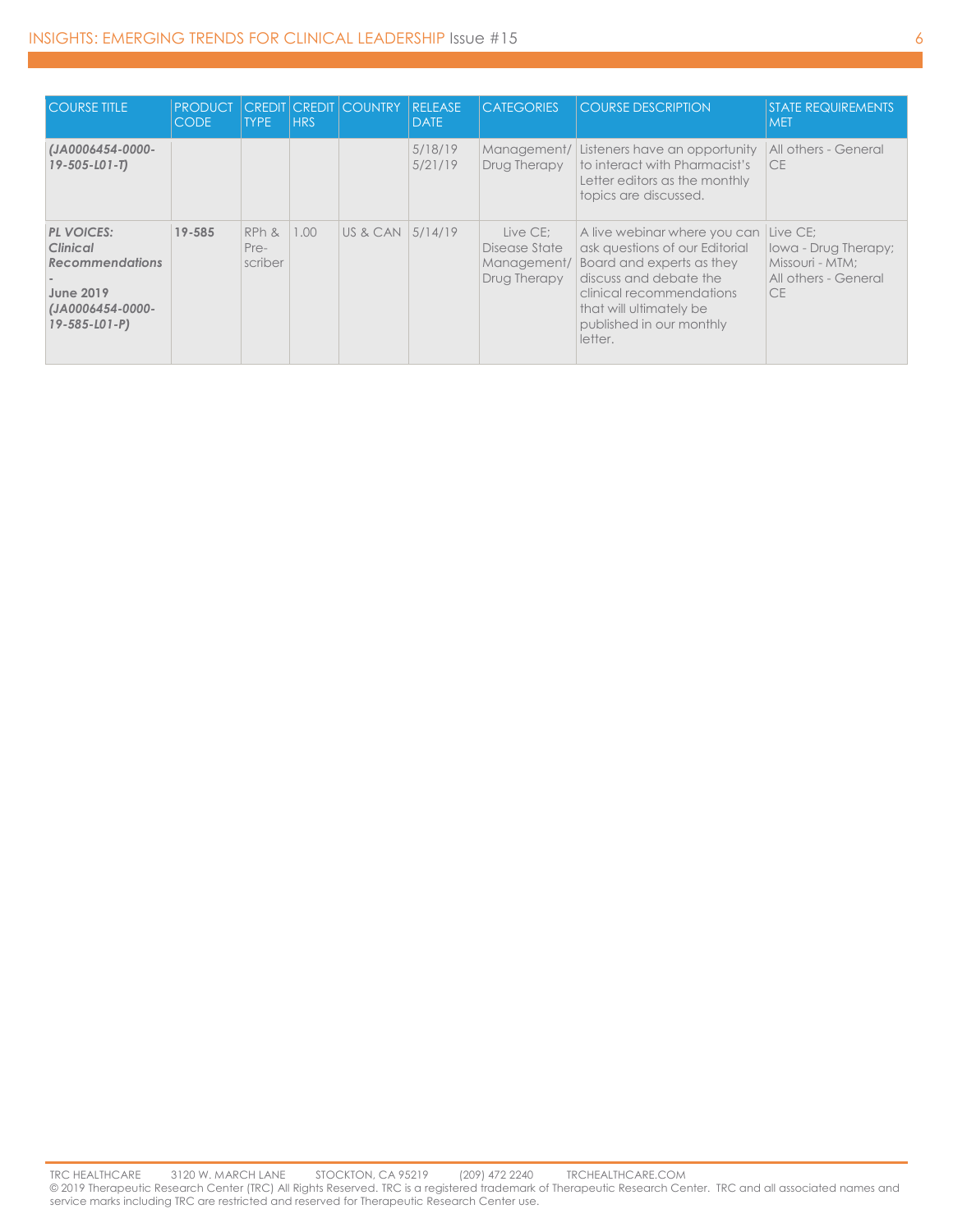| COURSE TITLE | PRODUCT CODE | CREDIT TYPE | CREDIT HRS | COUNTRY | RELEASE DATE | CATEGORIES | COURSE DESCRIPTION | STATE REQUIREMENTS MET |
|---|---|---|---|---|---|---|---|---|
| *(JA0006454-0000-19-505-L01-T)* | | | | | 5/18/19 5/21/19 | Management/ Drug Therapy | Listeners have an opportunity to interact with Pharmacist's Letter editors as the monthly topics are discussed. | All others - General CE |
| ***PL VOICES: Clinical Recommendations* - June 2019 *(JA0006454-0000-19-585-L01-P)*** | **19-585** | RPh & Pre-scriber | 1.00 | US & CAN | 5/14/19 | Live CE; Disease State Management/ Drug Therapy | A live webinar where you can ask questions of our Editorial Board and experts as they discuss and debate the clinical recommendations that will ultimately be published in our monthly letter. | Live CE; Iowa - Drug Therapy; Missouri - MTM; All others - General CE |

TRC HEALTHCARE 3120 W. MARCH LANE STOCKTON, CA 95219 (209) 472 2240 TRCHEALTHCARE.COM

© 2019 Therapeutic Research Center (TRC) All Rights Reserved. TRC is a registered trademark of Therapeutic Research Center. TRC and all associated names and service marks including TRC are restricted and reserved for Therapeutic Research Center use.